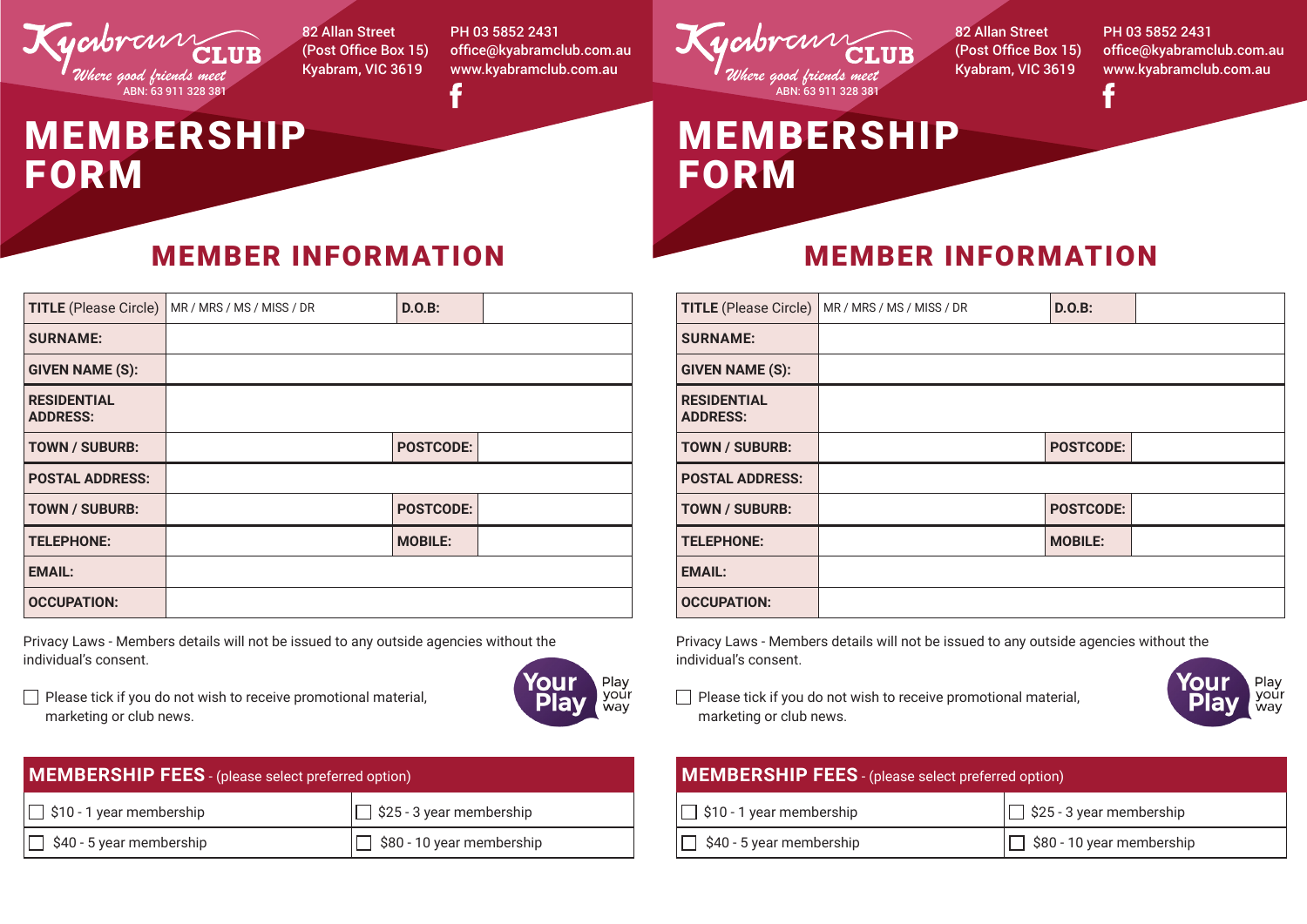Kyabram CLUB
*Where good friends meet*
ABN: 63 911 328 381

82 Allan Street
(Post Office Box 15)
Kyabram, VIC 3619

PH 03 5852 2431
office@kyabramclub.com.au
www.kyabramclub.com.au

# MEMBERSHIP FORM

## MEMBER INFORMATION

| **TITLE** (Please Circle) | MR / MRS / MS / MISS / DR | **D.O.B:** | |
|---|---|---|---|
| **SURNAME:** | | | |
| **GIVEN NAME (S):** | | | |
| **RESIDENTIAL ADDRESS:** | | | |
| **TOWN / SUBURB:** | | **POSTCODE:** | |
| **POSTAL ADDRESS:** | | | |
| **TOWN / SUBURB:** | | **POSTCODE:** | |
| **TELEPHONE:** | | **MOBILE:** | |
| **EMAIL:** | | | |
| **OCCUPATION:** | | | |

Privacy Laws - Members details will not be issued to any outside agencies without the individual's consent.

☐ Please tick if you do not wish to receive promotional material, marketing or club news.

Your Play — Play your way

| **MEMBERSHIP FEES** - (please select preferred option) | |
|---|---|
| ☐ $10 - 1 year membership | ☐ $25 - 3 year membership |
| ☐ $40 - 5 year membership | ☐ $80 - 10 year membership |

Kyabram CLUB
*Where good friends meet*
ABN: 63 911 328 381

82 Allan Street
(Post Office Box 15)
Kyabram, VIC 3619

PH 03 5852 2431
office@kyabramclub.com.au
www.kyabramclub.com.au

# MEMBERSHIP FORM

## MEMBER INFORMATION

| **TITLE** (Please Circle) | MR / MRS / MS / MISS / DR | **D.O.B:** | |
|---|---|---|---|
| **SURNAME:** | | | |
| **GIVEN NAME (S):** | | | |
| **RESIDENTIAL ADDRESS:** | | | |
| **TOWN / SUBURB:** | | **POSTCODE:** | |
| **POSTAL ADDRESS:** | | | |
| **TOWN / SUBURB:** | | **POSTCODE:** | |
| **TELEPHONE:** | | **MOBILE:** | |
| **EMAIL:** | | | |
| **OCCUPATION:** | | | |

Privacy Laws - Members details will not be issued to any outside agencies without the individual's consent.

☐ Please tick if you do not wish to receive promotional material, marketing or club news.

Your Play — Play your way

| **MEMBERSHIP FEES** - (please select preferred option) | |
|---|---|
| ☐ $10 - 1 year membership | ☐ $25 - 3 year membership |
| ☐ $40 - 5 year membership | ☐ $80 - 10 year membership |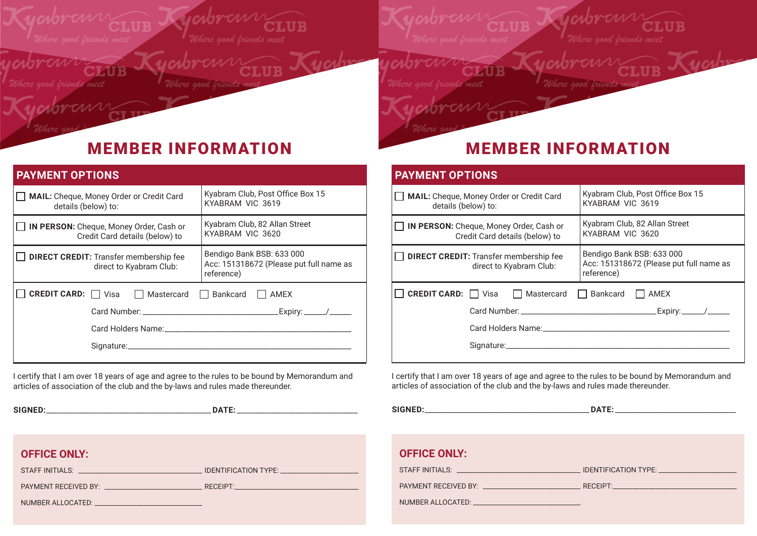## MEMBER INFORMATION

| PAYMENT OPTIONS | |
|---|---|
| ☐ **MAIL:** Cheque, Money Order or Credit Card details (below) to: | Kyabram Club, Post Office Box 15 KYABRAM VIC 3619 |
| ☐ **IN PERSON:** Cheque, Money Order, Cash or Credit Card details (below) to | Kyabram Club, 82 Allan Street KYABRAM VIC 3620 |
| ☐ **DIRECT CREDIT:** Transfer membership fee direct to Kyabram Club: | Bendigo Bank BSB: 633 000 Acc: 151318672 (Please put full name as reference) |

☐ **CREDIT CARD:** ☐ Visa ☐ Mastercard ☐ Bankcard ☐ AMEX

Card Number:_________________________________Expiry:______/______

Card Holders Name:_____________________________________________

Signature:_____________________________________________________

I certify that I am over 18 years of age and agree to the rules to be bound by Memorandum and articles of association of the club and the by-laws and rules made thereunder.

**SIGNED:**________________________________________ **DATE:** ______________________________

### OFFICE ONLY:

STAFF INITIALS: ______________________________ IDENTIFICATION TYPE: ____________________

PAYMENT RECEIVED BY: ________________________ RECEIPT:________________________________

NUMBER ALLOCATED: ____________________________

## MEMBER INFORMATION

| PAYMENT OPTIONS | |
|---|---|
| ☐ **MAIL:** Cheque, Money Order or Credit Card details (below) to: | Kyabram Club, Post Office Box 15 KYABRAM VIC 3619 |
| ☐ **IN PERSON:** Cheque, Money Order, Cash or Credit Card details (below) to | Kyabram Club, 82 Allan Street KYABRAM VIC 3620 |
| ☐ **DIRECT CREDIT:** Transfer membership fee direct to Kyabram Club: | Bendigo Bank BSB: 633 000 Acc: 151318672 (Please put full name as reference) |

☐ **CREDIT CARD:** ☐ Visa ☐ Mastercard ☐ Bankcard ☐ AMEX

Card Number:_________________________________Expiry:______/______

Card Holders Name:_____________________________________________

Signature:_____________________________________________________

I certify that I am over 18 years of age and agree to the rules to be bound by Memorandum and articles of association of the club and the by-laws and rules made thereunder.

**SIGNED:**________________________________________ **DATE:** ______________________________

### OFFICE ONLY:

STAFF INITIALS: ______________________________ IDENTIFICATION TYPE: ____________________

PAYMENT RECEIVED BY: ________________________ RECEIPT:________________________________

NUMBER ALLOCATED: ____________________________